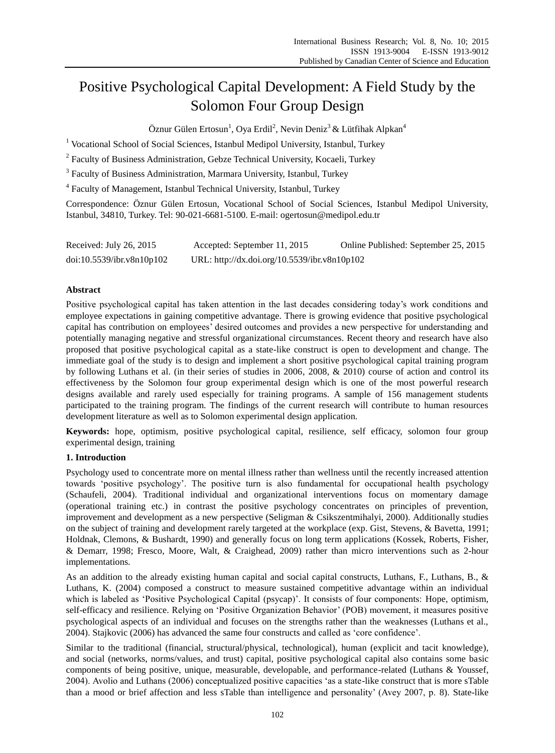# Positive Psychological Capital Development: A Field Study by the Solomon Four Group Design

Öznur Gülen Ertosun[1], Oya Erdil[2], Nevin Deniz[3] & Lütfihak Alpkan[4]

[1] Vocational School of Social Sciences, Istanbul Medipol University, Istanbul, Turkey

[2] Faculty of Business Administration, Gebze Technical University, Kocaeli, Turkey

[3] Faculty of Business Administration, Marmara University, Istanbul, Turkey

[4] Faculty of Management, Istanbul Technical University, Istanbul, Turkey

Correspondence: Öznur Gülen Ertosun, Vocational School of Social Sciences, Istanbul Medipol University, Istanbul, 34810, Turkey. Tel: 90-021-6681-5100. E-mail: ogertosun@medipol.edu.tr

Received: July 26, 2015 Accepted: September 11, 2015 Online Published: September 25, 2015

doi:10.5539/ibr.v8n10p102 URL: http://dx.doi.org/10.5539/ibr.v8n10p102

## Abstract

Positive psychological capital has taken attention in the last decades considering today's work conditions and employee expectations in gaining competitive advantage. There is growing evidence that positive psychological capital has contribution on employees' desired outcomes and provides a new perspective for understanding and potentially managing negative and stressful organizational circumstances. Recent theory and research have also proposed that positive psychological capital as a state-like construct is open to development and change. The immediate goal of the study is to design and implement a short positive psychological capital training program by following Luthans et al. (in their series of studies in 2006, 2008, & 2010) course of action and control its effectiveness by the Solomon four group experimental design which is one of the most powerful research designs available and rarely used especially for training programs. A sample of 156 management students participated to the training program. The findings of the current research will contribute to human resources development literature as well as to Solomon experimental design application.

**Keywords:** hope, optimism, positive psychological capital, resilience, self efficacy, solomon four group experimental design, training

## 1. Introduction

Psychology used to concentrate more on mental illness rather than wellness until the recently increased attention towards 'positive psychology'. The positive turn is also fundamental for occupational health psychology (Schaufeli, 2004). Traditional individual and organizational interventions focus on momentary damage (operational training etc.) in contrast the positive psychology concentrates on principles of prevention, improvement and development as a new perspective (Seligman & Csikszentmihalyi, 2000). Additionally studies on the subject of training and development rarely targeted at the workplace (exp. Gist, Stevens, & Bavetta, 1991; Holdnak, Clemons, & Bushardt, 1990) and generally focus on long term applications (Kossek, Roberts, Fisher, & Demarr, 1998; Fresco, Moore, Walt, & Craighead, 2009) rather than micro interventions such as 2-hour implementations.

As an addition to the already existing human capital and social capital constructs, Luthans, F., Luthans, B., & Luthans, K. (2004) composed a construct to measure sustained competitive advantage within an individual which is labeled as 'Positive Psychological Capital (psycap)'. It consists of four components: Hope, optimism, self-efficacy and resilience. Relying on 'Positive Organization Behavior' (POB) movement, it measures positive psychological aspects of an individual and focuses on the strengths rather than the weaknesses (Luthans et al., 2004). Stajkovic (2006) has advanced the same four constructs and called as 'core confidence'.

Similar to the traditional (financial, structural/physical, technological), human (explicit and tacit knowledge), and social (networks, norms/values, and trust) capital, positive psychological capital also contains some basic components of being positive, unique, measurable, developable, and performance-related (Luthans & Youssef, 2004). Avolio and Luthans (2006) conceptualized positive capacities 'as a state-like construct that is more sTable than a mood or brief affection and less sTable than intelligence and personality' (Avey 2007, p. 8). State-like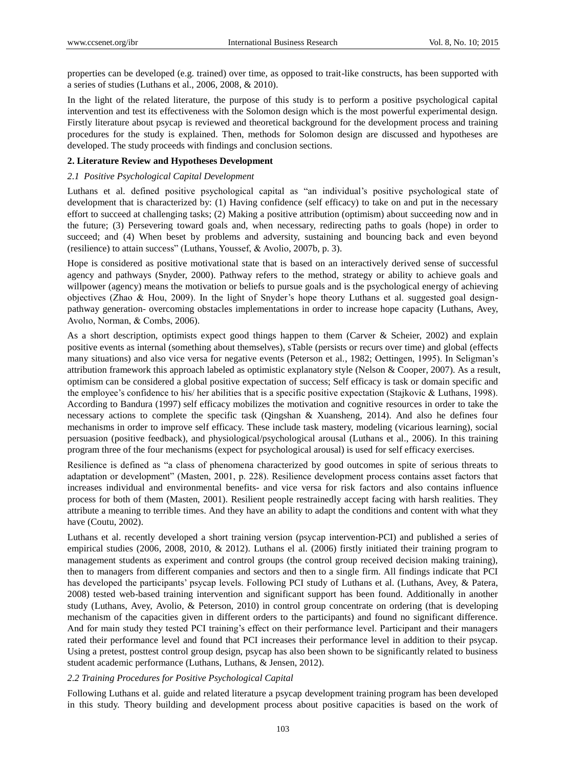properties can be developed (e.g. trained) over time, as opposed to trait-like constructs, has been supported with a series of studies (Luthans et al., 2006, 2008, & 2010).

In the light of the related literature, the purpose of this study is to perform a positive psychological capital intervention and test its effectiveness with the Solomon design which is the most powerful experimental design. Firstly literature about psycap is reviewed and theoretical background for the development process and training procedures for the study is explained. Then, methods for Solomon design are discussed and hypotheses are developed. The study proceeds with findings and conclusion sections.

## 2. Literature Review and Hypotheses Development

### *2.1 Positive Psychological Capital Development*

Luthans et al. defined positive psychological capital as "an individual's positive psychological state of development that is characterized by: (1) Having confidence (self efficacy) to take on and put in the necessary effort to succeed at challenging tasks; (2) Making a positive attribution (optimism) about succeeding now and in the future; (3) Persevering toward goals and, when necessary, redirecting paths to goals (hope) in order to succeed; and (4) When beset by problems and adversity, sustaining and bouncing back and even beyond (resilience) to attain success" (Luthans, Youssef, & Avolio, 2007b, p. 3).

Hope is considered as positive motivational state that is based on an interactively derived sense of successful agency and pathways (Snyder, 2000). Pathway refers to the method, strategy or ability to achieve goals and willpower (agency) means the motivation or beliefs to pursue goals and is the psychological energy of achieving objectives (Zhao & Hou, 2009). In the light of Snyder's hope theory Luthans et al. suggested goal design-pathway generation- overcoming obstacles implementations in order to increase hope capacity (Luthans, Avey, Avolıo, Norman, & Combs, 2006).

As a short description, optimists expect good things happen to them (Carver & Scheier, 2002) and explain positive events as internal (something about themselves), sTable (persists or recurs over time) and global (effects many situations) and also vice versa for negative events (Peterson et al., 1982; Oettingen, 1995). In Seligman's attribution framework this approach labeled as optimistic explanatory style (Nelson & Cooper, 2007). As a result, optimism can be considered a global positive expectation of success; Self efficacy is task or domain specific and the employee's confidence to his/ her abilities that is a specific positive expectation (Stajkovic & Luthans, 1998). According to Bandura (1997) self efficacy mobilizes the motivation and cognitive resources in order to take the necessary actions to complete the specific task (Qingshan & Xuansheng, 2014). And also he defines four mechanisms in order to improve self efficacy. These include task mastery, modeling (vicarious learning), social persuasion (positive feedback), and physiological/psychological arousal (Luthans et al., 2006). In this training program three of the four mechanisms (expect for psychological arousal) is used for self efficacy exercises.

Resilience is defined as "a class of phenomena characterized by good outcomes in spite of serious threats to adaptation or development" (Masten, 2001, p. 228). Resilience development process contains asset factors that increases individual and environmental benefits- and vice versa for risk factors and also contains influence process for both of them (Masten, 2001). Resilient people restrainedly accept facing with harsh realities. They attribute a meaning to terrible times. And they have an ability to adapt the conditions and content with what they have (Coutu, 2002).

Luthans et al. recently developed a short training version (psycap intervention-PCI) and published a series of empirical studies (2006, 2008, 2010, & 2012). Luthans el al. (2006) firstly initiated their training program to management students as experiment and control groups (the control group received decision making training), then to managers from different companies and sectors and then to a single firm. All findings indicate that PCI has developed the participants' psycap levels. Following PCI study of Luthans et al. (Luthans, Avey, & Patera, 2008) tested web-based training intervention and significant support has been found. Additionally in another study (Luthans, Avey, Avolio, & Peterson, 2010) in control group concentrate on ordering (that is developing mechanism of the capacities given in different orders to the participants) and found no significant difference. And for main study they tested PCI training's effect on their performance level. Participant and their managers rated their performance level and found that PCI increases their performance level in addition to their psycap. Using a pretest, posttest control group design, psycap has also been shown to be significantly related to business student academic performance (Luthans, Luthans, & Jensen, 2012).

### *2.2 Training Procedures for Positive Psychological Capital*

Following Luthans et al. guide and related literature a psycap development training program has been developed in this study. Theory building and development process about positive capacities is based on the work of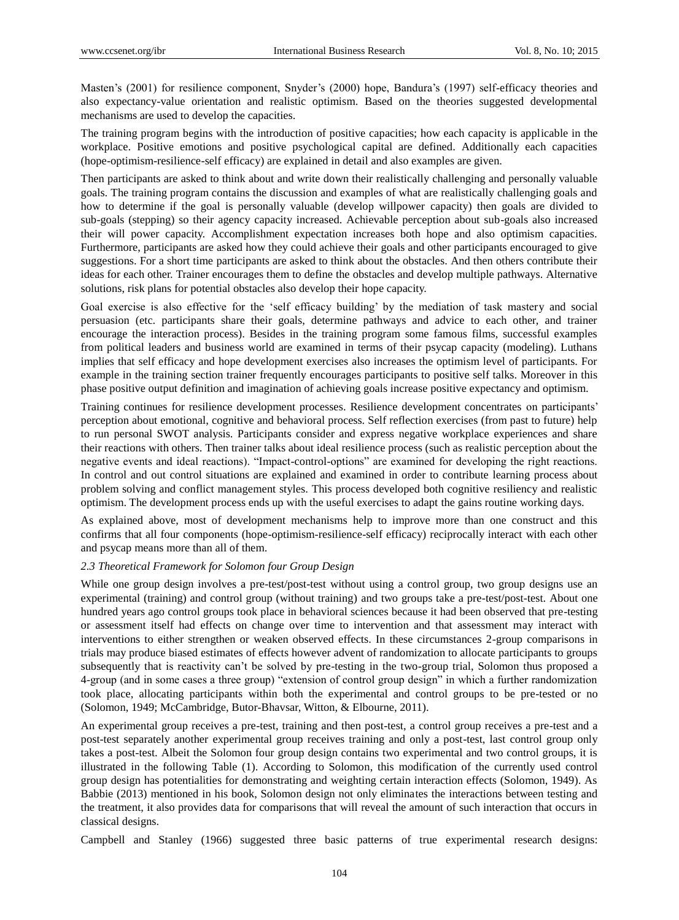Masten's (2001) for resilience component, Snyder's (2000) hope, Bandura's (1997) self-efficacy theories and also expectancy-value orientation and realistic optimism. Based on the theories suggested developmental mechanisms are used to develop the capacities.

The training program begins with the introduction of positive capacities; how each capacity is applicable in the workplace. Positive emotions and positive psychological capital are defined. Additionally each capacities (hope-optimism-resilience-self efficacy) are explained in detail and also examples are given.

Then participants are asked to think about and write down their realistically challenging and personally valuable goals. The training program contains the discussion and examples of what are realistically challenging goals and how to determine if the goal is personally valuable (develop willpower capacity) then goals are divided to sub-goals (stepping) so their agency capacity increased. Achievable perception about sub-goals also increased their will power capacity. Accomplishment expectation increases both hope and also optimism capacities. Furthermore, participants are asked how they could achieve their goals and other participants encouraged to give suggestions. For a short time participants are asked to think about the obstacles. And then others contribute their ideas for each other. Trainer encourages them to define the obstacles and develop multiple pathways. Alternative solutions, risk plans for potential obstacles also develop their hope capacity.

Goal exercise is also effective for the 'self efficacy building' by the mediation of task mastery and social persuasion (etc. participants share their goals, determine pathways and advice to each other, and trainer encourage the interaction process). Besides in the training program some famous films, successful examples from political leaders and business world are examined in terms of their psycap capacity (modeling). Luthans implies that self efficacy and hope development exercises also increases the optimism level of participants. For example in the training section trainer frequently encourages participants to positive self talks. Moreover in this phase positive output definition and imagination of achieving goals increase positive expectancy and optimism.

Training continues for resilience development processes. Resilience development concentrates on participants' perception about emotional, cognitive and behavioral process. Self reflection exercises (from past to future) help to run personal SWOT analysis. Participants consider and express negative workplace experiences and share their reactions with others. Then trainer talks about ideal resilience process (such as realistic perception about the negative events and ideal reactions). "Impact-control-options" are examined for developing the right reactions. In control and out control situations are explained and examined in order to contribute learning process about problem solving and conflict management styles. This process developed both cognitive resiliency and realistic optimism. The development process ends up with the useful exercises to adapt the gains routine working days.

As explained above, most of development mechanisms help to improve more than one construct and this confirms that all four components (hope-optimism-resilience-self efficacy) reciprocally interact with each other and psycap means more than all of them.

### *2.3 Theoretical Framework for Solomon four Group Design*

While one group design involves a pre-test/post-test without using a control group, two group designs use an experimental (training) and control group (without training) and two groups take a pre-test/post-test. About one hundred years ago control groups took place in behavioral sciences because it had been observed that pre-testing or assessment itself had effects on change over time to intervention and that assessment may interact with interventions to either strengthen or weaken observed effects. In these circumstances 2-group comparisons in trials may produce biased estimates of effects however advent of randomization to allocate participants to groups subsequently that is reactivity can't be solved by pre-testing in the two-group trial, Solomon thus proposed a 4-group (and in some cases a three group) "extension of control group design" in which a further randomization took place, allocating participants within both the experimental and control groups to be pre-tested or no (Solomon, 1949; McCambridge, Butor-Bhavsar, Witton, & Elbourne, 2011).

An experimental group receives a pre-test, training and then post-test, a control group receives a pre-test and a post-test separately another experimental group receives training and only a post-test, last control group only takes a post-test. Albeit the Solomon four group design contains two experimental and two control groups, it is illustrated in the following Table (1). According to Solomon, this modification of the currently used control group design has potentialities for demonstrating and weighting certain interaction effects (Solomon, 1949). As Babbie (2013) mentioned in his book, Solomon design not only eliminates the interactions between testing and the treatment, it also provides data for comparisons that will reveal the amount of such interaction that occurs in classical designs.

Campbell and Stanley (1966) suggested three basic patterns of true experimental research designs: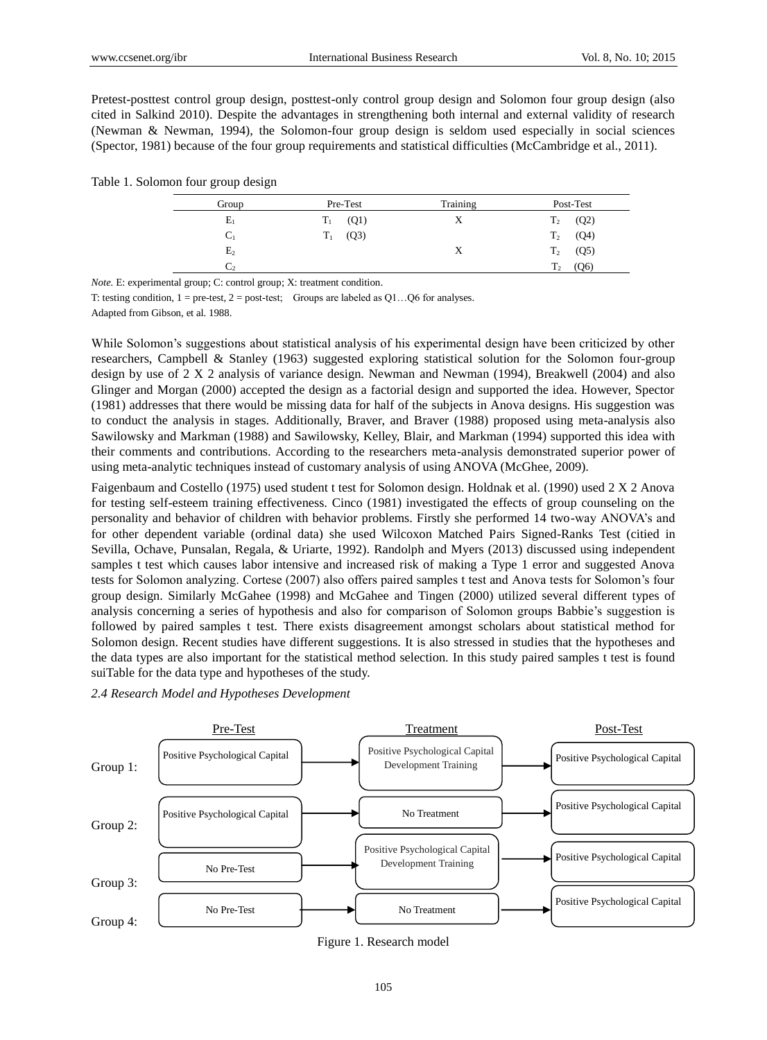Pretest-posttest control group design, posttest-only control group design and Solomon four group design (also cited in Salkind 2010). Despite the advantages in strengthening both internal and external validity of research (Newman & Newman, 1994), the Solomon-four group design is seldom used especially in social sciences (Spector, 1981) because of the four group requirements and statistical difficulties (McCambridge et al., 2011).

Table 1. Solomon four group design

| Group | Pre-Test | Training | Post-Test |
|---|---|---|---|
| $E_1$ | $T_1$ (Q1) | X | $T_2$ (Q2) |
| $C_1$ | $T_1$ (Q3) | | $T_2$ (Q4) |
| $E_2$ | | X | $T_2$ (Q5) |
| $C_2$ | | | $T_2$ (Q6) |

*Note.* E: experimental group; C: control group; X: treatment condition.

T: testing condition, 1 = pre-test, 2 = post-test; Groups are labeled as Q1…Q6 for analyses.

Adapted from Gibson, et al. 1988.

While Solomon's suggestions about statistical analysis of his experimental design have been criticized by other researchers, Campbell & Stanley (1963) suggested exploring statistical solution for the Solomon four-group design by use of 2 X 2 analysis of variance design. Newman and Newman (1994), Breakwell (2004) and also Glinger and Morgan (2000) accepted the design as a factorial design and supported the idea. However, Spector (1981) addresses that there would be missing data for half of the subjects in Anova designs. His suggestion was to conduct the analysis in stages. Additionally, Braver, and Braver (1988) proposed using meta-analysis also Sawilowsky and Markman (1988) and Sawilowsky, Kelley, Blair, and Markman (1994) supported this idea with their comments and contributions. According to the researchers meta-analysis demonstrated superior power of using meta-analytic techniques instead of customary analysis of using ANOVA (McGhee, 2009).

Faigenbaum and Costello (1975) used student t test for Solomon design. Holdnak et al. (1990) used 2 X 2 Anova for testing self-esteem training effectiveness. Cinco (1981) investigated the effects of group counseling on the personality and behavior of children with behavior problems. Firstly she performed 14 two-way ANOVA's and for other dependent variable (ordinal data) she used Wilcoxon Matched Pairs Signed-Ranks Test (citied in Sevilla, Ochave, Punsalan, Regala, & Uriarte, 1992). Randolph and Myers (2013) discussed using independent samples t test which causes labor intensive and increased risk of making a Type 1 error and suggested Anova tests for Solomon analyzing. Cortese (2007) also offers paired samples t test and Anova tests for Solomon's four group design. Similarly McGahee (1998) and McGahee and Tingen (2000) utilized several different types of analysis concerning a series of hypothesis and also for comparison of Solomon groups Babbie's suggestion is followed by paired samples t test. There exists disagreement amongst scholars about statistical method for Solomon design. Recent studies have different suggestions. It is also stressed in studies that the hypotheses and the data types are also important for the statistical method selection. In this study paired samples t test is found suiTable for the data type and hypotheses of the study.

### *2.4 Research Model and Hypotheses Development*

| | Pre-Test | Treatment | Post-Test |
|---|---|---|---|
| Group 1: | Positive Psychological Capital | Positive Psychological Capital Development Training | Positive Psychological Capital |
| Group 2: | Positive Psychological Capital | No Treatment | Positive Psychological Capital |
| Group 3: | No Pre-Test | Positive Psychological Capital Development Training | Positive Psychological Capital |
| Group 4: | No Pre-Test | No Treatment | Positive Psychological Capital |

Figure 1. Research model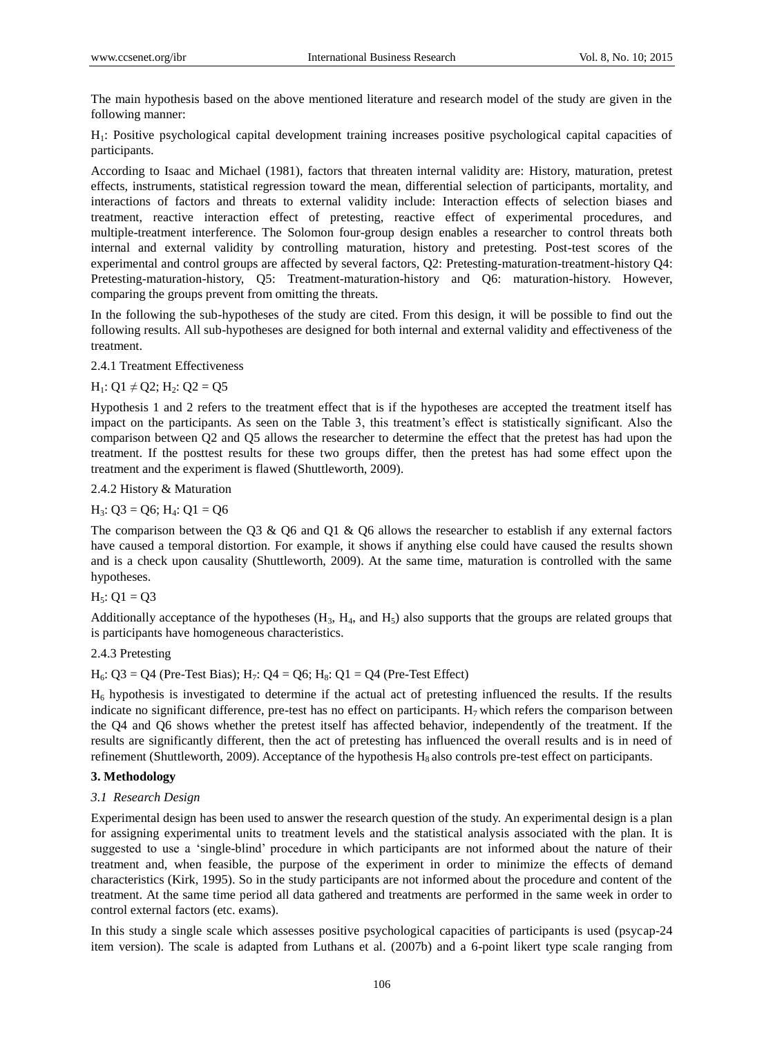The main hypothesis based on the above mentioned literature and research model of the study are given in the following manner:

$H_1$: Positive psychological capital development training increases positive psychological capital capacities of participants.

According to Isaac and Michael (1981), factors that threaten internal validity are: History, maturation, pretest effects, instruments, statistical regression toward the mean, differential selection of participants, mortality, and interactions of factors and threats to external validity include: Interaction effects of selection biases and treatment, reactive interaction effect of pretesting, reactive effect of experimental procedures, and multiple-treatment interference. The Solomon four-group design enables a researcher to control threats both internal and external validity by controlling maturation, history and pretesting. Post-test scores of the experimental and control groups are affected by several factors, Q2: Pretesting-maturation-treatment-history Q4: Pretesting-maturation-history, Q5: Treatment-maturation-history and Q6: maturation-history. However, comparing the groups prevent from omitting the threats.

In the following the sub-hypotheses of the study are cited. From this design, it will be possible to find out the following results. All sub-hypotheses are designed for both internal and external validity and effectiveness of the treatment.

#### 2.4.1 Treatment Effectiveness

$H_1$: $Q1 \neq Q2$; $H_2$: $Q2 = Q5$

Hypothesis 1 and 2 refers to the treatment effect that is if the hypotheses are accepted the treatment itself has impact on the participants. As seen on the Table 3, this treatment's effect is statistically significant. Also the comparison between Q2 and Q5 allows the researcher to determine the effect that the pretest has had upon the treatment. If the posttest results for these two groups differ, then the pretest has had some effect upon the treatment and the experiment is flawed (Shuttleworth, 2009).

#### 2.4.2 History & Maturation

$H_3$: $Q3 = Q6$; $H_4$: $Q1 = Q6$

The comparison between the Q3 & Q6 and Q1 & Q6 allows the researcher to establish if any external factors have caused a temporal distortion. For example, it shows if anything else could have caused the results shown and is a check upon causality (Shuttleworth, 2009). At the same time, maturation is controlled with the same hypotheses.

$H_5$: $Q1 = Q3$

Additionally acceptance of the hypotheses ($H_3$, $H_4$, and $H_5$) also supports that the groups are related groups that is participants have homogeneous characteristics.

#### 2.4.3 Pretesting

$H_6$: $Q3 = Q4$ (Pre-Test Bias); $H_7$: $Q4 = Q6$; $H_8$: $Q1 = Q4$ (Pre-Test Effect)

$H_6$ hypothesis is investigated to determine if the actual act of pretesting influenced the results. If the results indicate no significant difference, pre-test has no effect on participants. $H_7$ which refers the comparison between the Q4 and Q6 shows whether the pretest itself has affected behavior, independently of the treatment. If the results are significantly different, then the act of pretesting has influenced the overall results and is in need of refinement (Shuttleworth, 2009). Acceptance of the hypothesis $H_8$ also controls pre-test effect on participants.

## 3. Methodology

### *3.1 Research Design*

Experimental design has been used to answer the research question of the study. An experimental design is a plan for assigning experimental units to treatment levels and the statistical analysis associated with the plan. It is suggested to use a 'single-blind' procedure in which participants are not informed about the nature of their treatment and, when feasible, the purpose of the experiment in order to minimize the effects of demand characteristics (Kirk, 1995). So in the study participants are not informed about the procedure and content of the treatment. At the same time period all data gathered and treatments are performed in the same week in order to control external factors (etc. exams).

In this study a single scale which assesses positive psychological capacities of participants is used (psycap-24 item version). The scale is adapted from Luthans et al. (2007b) and a 6-point likert type scale ranging from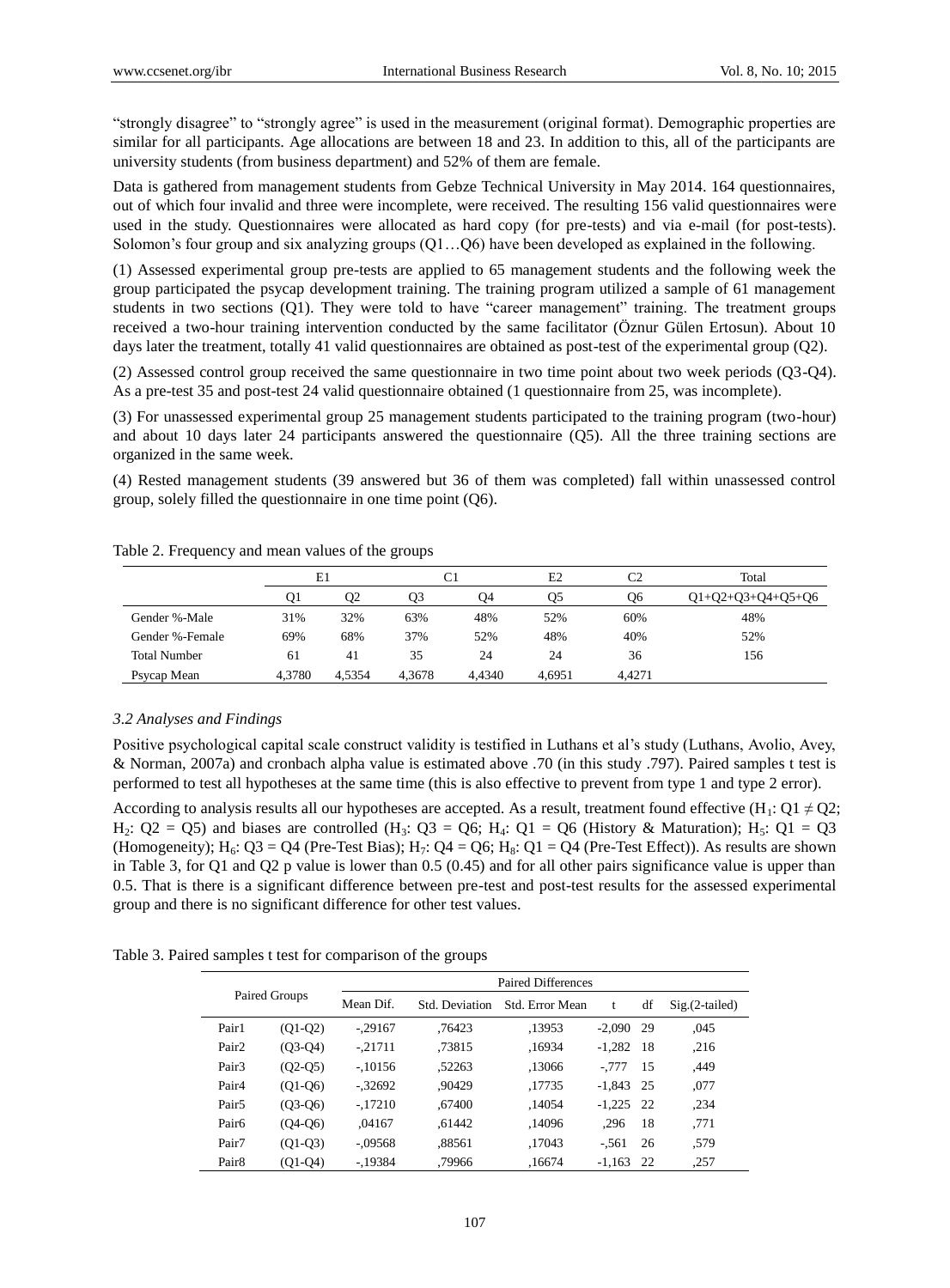"strongly disagree" to "strongly agree" is used in the measurement (original format). Demographic properties are similar for all participants. Age allocations are between 18 and 23. In addition to this, all of the participants are university students (from business department) and 52% of them are female.

Data is gathered from management students from Gebze Technical University in May 2014. 164 questionnaires, out of which four invalid and three were incomplete, were received. The resulting 156 valid questionnaires were used in the study. Questionnaires were allocated as hard copy (for pre-tests) and via e-mail (for post-tests). Solomon's four group and six analyzing groups (Q1…Q6) have been developed as explained in the following.

(1) Assessed experimental group pre-tests are applied to 65 management students and the following week the group participated the psycap development training. The training program utilized a sample of 61 management students in two sections (Q1). They were told to have "career management" training. The treatment groups received a two-hour training intervention conducted by the same facilitator (Öznur Gülen Ertosun). About 10 days later the treatment, totally 41 valid questionnaires are obtained as post-test of the experimental group (Q2).

(2) Assessed control group received the same questionnaire in two time point about two week periods (Q3-Q4). As a pre-test 35 and post-test 24 valid questionnaire obtained (1 questionnaire from 25, was incomplete).

(3) For unassessed experimental group 25 management students participated to the training program (two-hour) and about 10 days later 24 participants answered the questionnaire (Q5). All the three training sections are organized in the same week.

(4) Rested management students (39 answered but 36 of them was completed) fall within unassessed control group, solely filled the questionnaire in one time point (Q6).

Table 2. Frequency and mean values of the groups

| | E1 | | C1 | | E2 | C2 | Total |
|---|---|---|---|---|---|---|---|
| | Q1 | Q2 | Q3 | Q4 | Q5 | Q6 | Q1+Q2+Q3+Q4+Q5+Q6 |
| Gender %-Male | 31% | 32% | 63% | 48% | 52% | 60% | 48% |
| Gender %-Female | 69% | 68% | 37% | 52% | 48% | 40% | 52% |
| Total Number | 61 | 41 | 35 | 24 | 24 | 36 | 156 |
| Psycap Mean | 4,3780 | 4,5354 | 4,3678 | 4,4340 | 4,6951 | 4,4271 | |

### 3.2 Analyses and Findings

Positive psychological capital scale construct validity is testified in Luthans et al's study (Luthans, Avolio, Avey, & Norman, 2007a) and cronbach alpha value is estimated above .70 (in this study .797). Paired samples t test is performed to test all hypotheses at the same time (this is also effective to prevent from type 1 and type 2 error).

According to analysis results all our hypotheses are accepted. As a result, treatment found effective ($H_1$: $Q1 \neq Q2$; $H_2$: $Q2 = Q5$) and biases are controlled ($H_3$: $Q3 = Q6$; $H_4$: $Q1 = Q6$ (History & Maturation); $H_5$: $Q1 = Q3$ (Homogeneity); $H_6$: $Q3 = Q4$ (Pre-Test Bias); $H_7$: $Q4 = Q6$; $H_8$: $Q1 = Q4$ (Pre-Test Effect)). As results are shown in Table 3, for Q1 and Q2 p value is lower than 0.5 (0.45) and for all other pairs significance value is upper than 0.5. That is there is a significant difference between pre-test and post-test results for the assessed experimental group and there is no significant difference for other test values.

Table 3. Paired samples t test for comparison of the groups

| Paired Groups | | Paired Differences | | | | | |
|---|---|---|---|---|---|---|---|
| | | Mean Dif. | Std. Deviation | Std. Error Mean | t | df | Sig.(2-tailed) |
| Pair1 | (Q1-Q2) | -,29167 | ,76423 | ,13953 | -2,090 | 29 | ,045 |
| Pair2 | (Q3-Q4) | -,21711 | ,73815 | ,16934 | -1,282 | 18 | ,216 |
| Pair3 | (Q2-Q5) | -,10156 | ,52263 | ,13066 | -,777 | 15 | ,449 |
| Pair4 | (Q1-Q6) | -,32692 | ,90429 | ,17735 | -1,843 | 25 | ,077 |
| Pair5 | (Q3-Q6) | -,17210 | ,67400 | ,14054 | -1,225 | 22 | ,234 |
| Pair6 | (Q4-Q6) | ,04167 | ,61442 | ,14096 | ,296 | 18 | ,771 |
| Pair7 | (Q1-Q3) | -,09568 | ,88561 | ,17043 | -,561 | 26 | ,579 |
| Pair8 | (Q1-Q4) | -,19384 | ,79966 | ,16674 | -1,163 | 22 | ,257 |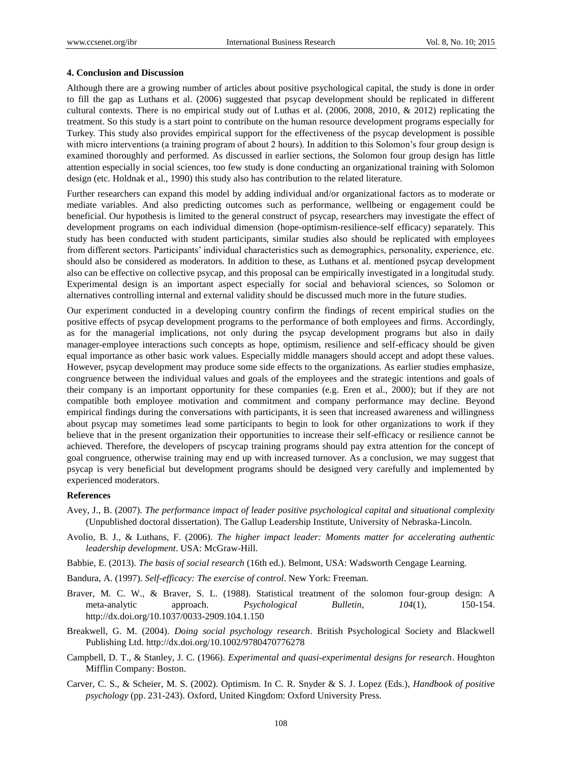### 4. Conclusion and Discussion

Although there are a growing number of articles about positive psychological capital, the study is done in order to fill the gap as Luthans et al. (2006) suggested that psycap development should be replicated in different cultural contexts. There is no empirical study out of Luthas et al. (2006, 2008, 2010, & 2012) replicating the treatment. So this study is a start point to contribute on the human resource development programs especially for Turkey. This study also provides empirical support for the effectiveness of the psycap development is possible with micro interventions (a training program of about 2 hours). In addition to this Solomon's four group design is examined thoroughly and performed. As discussed in earlier sections, the Solomon four group design has little attention especially in social sciences, too few study is done conducting an organizational training with Solomon design (etc. Holdnak et al., 1990) this study also has contribution to the related literature.

Further researchers can expand this model by adding individual and/or organizational factors as to moderate or mediate variables. And also predicting outcomes such as performance, wellbeing or engagement could be beneficial. Our hypothesis is limited to the general construct of psycap, researchers may investigate the effect of development programs on each individual dimension (hope-optimism-resilience-self efficacy) separately. This study has been conducted with student participants, similar studies also should be replicated with employees from different sectors. Participants' individual characteristics such as demographics, personality, experience, etc. should also be considered as moderators. In addition to these, as Luthans et al. mentioned psycap development also can be effective on collective psycap, and this proposal can be empirically investigated in a longitudinal study. Experimental design is an important aspect especially for social and behavioral sciences, so Solomon or alternatives controlling internal and external validity should be discussed much more in the future studies.

Our experiment conducted in a developing country confirm the findings of recent empirical studies on the positive effects of psycap development programs to the performance of both employees and firms. Accordingly, as for the managerial implications, not only during the psycap development programs but also in daily manager-employee interactions such concepts as hope, optimism, resilience and self-efficacy should be given equal importance as other basic work values. Especially middle managers should accept and adopt these values. However, psycap development may produce some side effects to the organizations. As earlier studies emphasize, congruence between the individual values and goals of the employees and the strategic intentions and goals of their company is an important opportunity for these companies (e.g. Eren et al., 2000); but if they are not compatible both employee motivation and commitment and company performance may decline. Beyond empirical findings during the conversations with participants, it is seen that increased awareness and willingness about psycap may sometimes lead some participants to begin to look for other organizations to work if they believe that in the present organization their opportunities to increase their self-efficacy or resilience cannot be achieved. Therefore, the developers of pscycap training programs should pay extra attention for the concept of goal congruence, otherwise training may end up with increased turnover. As a conclusion, we may suggest that psycap is very beneficial but development programs should be designed very carefully and implemented by experienced moderators.

### References

Avey, J., B. (2007). *The performance impact of leader positive psychological capital and situational complexity* (Unpublished doctoral dissertation). The Gallup Leadership Institute, University of Nebraska-Lincoln.

Avolio, B. J., & Luthans, F. (2006). *The higher impact leader: Moments matter for accelerating authentic leadership development*. USA: McGraw-Hill.

Babbie, E. (2013). *The basis of social research* (16th ed.). Belmont, USA: Wadsworth Cengage Learning.

Bandura, A. (1997). *Self-efficacy: The exercise of control*. New York: Freeman.

Braver, M. C. W., & Braver, S. L. (1988). Statistical treatment of the solomon four-group design: A meta-analytic approach. *Psychological Bulletin*, *104*(1), 150-154. http://dx.doi.org/10.1037/0033-2909.104.1.150

Breakwell, G. M. (2004). *Doing social psychology research*. British Psychological Society and Blackwell Publishing Ltd. http://dx.doi.org/10.1002/9780470776278

Campbell, D. T., & Stanley, J. C. (1966). *Experimental and quasi-experimental designs for research*. Houghton Mifflin Company: Boston.

Carver, C. S., & Scheier, M. S. (2002). Optimism. In C. R. Snyder & S. J. Lopez (Eds.), *Handbook of positive psychology* (pp. 231-243). Oxford, United Kingdom: Oxford University Press.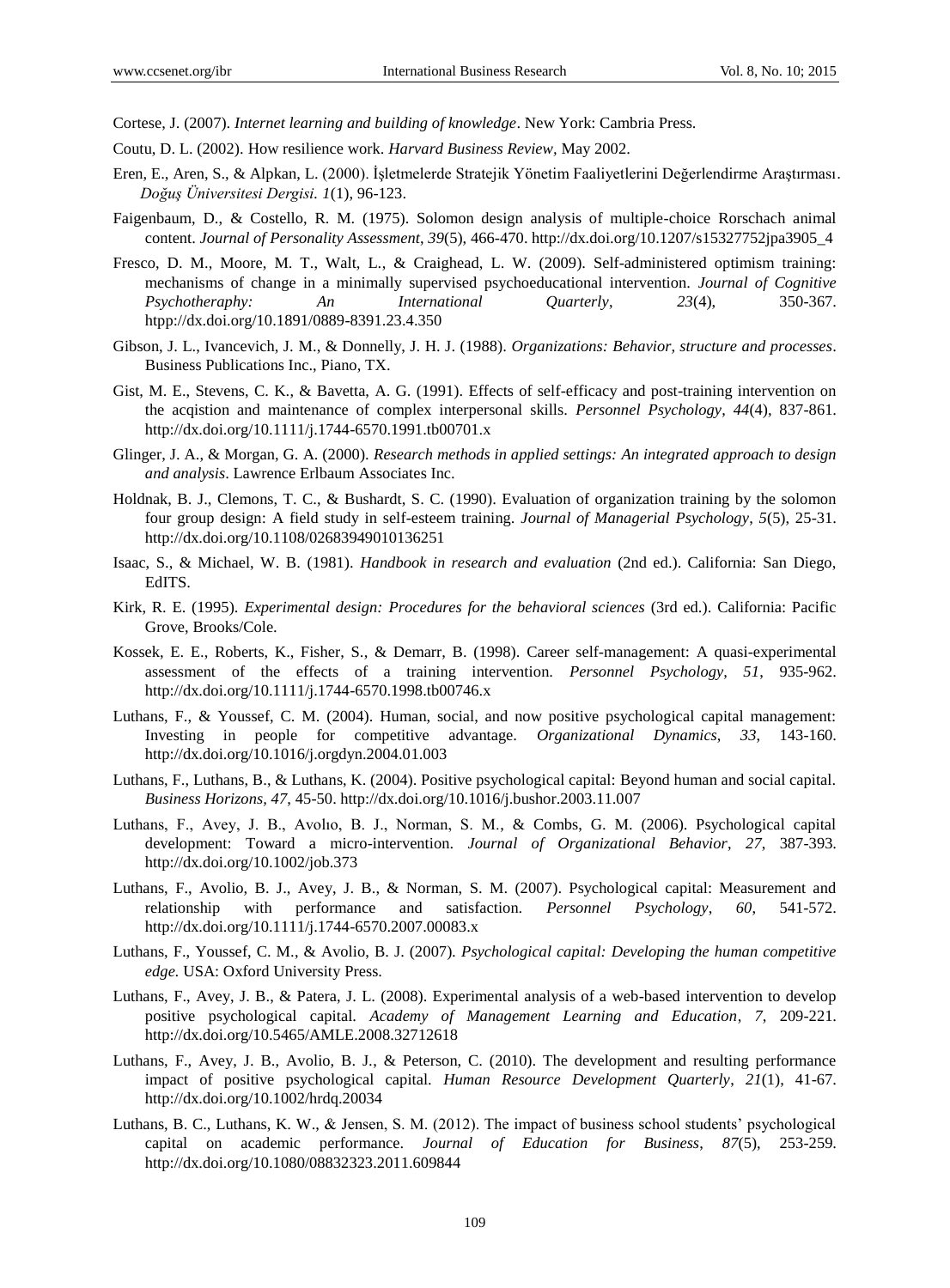Cortese, J. (2007). *Internet learning and building of knowledge*. New York: Cambria Press.

Coutu, D. L. (2002). How resilience work. *Harvard Business Review*, May 2002.

Eren, E., Aren, S., & Alpkan, L. (2000). İşletmelerde Stratejik Yönetim Faaliyetlerini Değerlendirme Araştırması. *Doğuş Üniversitesi Dergisi. 1*(1), 96-123.

Faigenbaum, D., & Costello, R. M. (1975). Solomon design analysis of multiple-choice Rorschach animal content. *Journal of Personality Assessment*, *39*(5), 466-470. http://dx.doi.org/10.1207/s15327752jpa3905_4

Fresco, D. M., Moore, M. T., Walt, L., & Craighead, L. W. (2009). Self-administered optimism training: mechanisms of change in a minimally supervised psychoeducational intervention. *Journal of Cognitive Psychotheraphy: An International Quarterly*, *23*(4), 350-367. htpp://dx.doi.org/10.1891/0889-8391.23.4.350

Gibson, J. L., Ivancevich, J. M., & Donnelly, J. H. J. (1988). *Organizations: Behavior, structure and processes*. Business Publications Inc., Piano, TX.

Gist, M. E., Stevens, C. K., & Bavetta, A. G. (1991). Effects of self-efficacy and post-training intervention on the acqistion and maintenance of complex interpersonal skills. *Personnel Psychology*, *44*(4), 837-861. http://dx.doi.org/10.1111/j.1744-6570.1991.tb00701.x

Glinger, J. A., & Morgan, G. A. (2000). *Research methods in applied settings: An integrated approach to design and analysis*. Lawrence Erlbaum Associates Inc.

Holdnak, B. J., Clemons, T. C., & Bushardt, S. C. (1990). Evaluation of organization training by the solomon four group design: A field study in self-esteem training. *Journal of Managerial Psychology*, *5*(5), 25-31. http://dx.doi.org/10.1108/02683949010136251

Isaac, S., & Michael, W. B. (1981). *Handbook in research and evaluation* (2nd ed.). California: San Diego, EdITS.

Kirk, R. E. (1995). *Experimental design: Procedures for the behavioral sciences* (3rd ed.). California: Pacific Grove, Brooks/Cole.

Kossek, E. E., Roberts, K., Fisher, S., & Demarr, B. (1998). Career self-management: A quasi-experimental assessment of the effects of a training intervention. *Personnel Psychology, 51*, 935-962. http://dx.doi.org/10.1111/j.1744-6570.1998.tb00746.x

Luthans, F., & Youssef, C. M. (2004). Human, social, and now positive psychological capital management: Investing in people for competitive advantage. *Organizational Dynamics*, *33*, 143-160. http://dx.doi.org/10.1016/j.orgdyn.2004.01.003

Luthans, F., Luthans, B., & Luthans, K. (2004). Positive psychological capital: Beyond human and social capital. *Business Horizons, 47*, 45-50. http://dx.doi.org/10.1016/j.bushor.2003.11.007

Luthans, F., Avey, J. B., Avolıo, B. J., Norman, S. M., & Combs, G. M. (2006). Psychological capital development: Toward a micro-intervention. *Journal of Organizational Behavior*, *27*, 387-393. http://dx.doi.org/10.1002/job.373

Luthans, F., Avolio, B. J., Avey, J. B., & Norman, S. M. (2007). Psychological capital: Measurement and relationship with performance and satisfaction. *Personnel Psychology*, *60*, 541-572. http://dx.doi.org/10.1111/j.1744-6570.2007.00083.x

Luthans, F., Youssef, C. M., & Avolio, B. J. (2007). *Psychological capital: Developing the human competitive edge.* USA: Oxford University Press.

Luthans, F., Avey, J. B., & Patera, J. L. (2008). Experimental analysis of a web-based intervention to develop positive psychological capital. *Academy of Management Learning and Education*, *7*, 209-221. http://dx.doi.org/10.5465/AMLE.2008.32712618

Luthans, F., Avey, J. B., Avolio, B. J., & Peterson, C. (2010). The development and resulting performance impact of positive psychological capital. *Human Resource Development Quarterly*, *21*(1), 41-67. http://dx.doi.org/10.1002/hrdq.20034

Luthans, B. C., Luthans, K. W., & Jensen, S. M. (2012). The impact of business school students' psychological capital on academic performance. *Journal of Education for Business*, *87*(5), 253-259. http://dx.doi.org/10.1080/08832323.2011.609844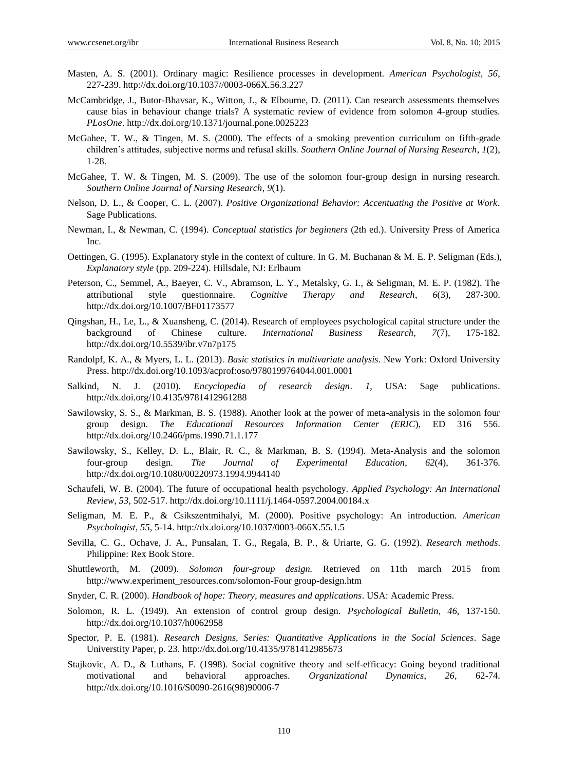Masten, A. S. (2001). Ordinary magic: Resilience processes in development. *American Psychologist, 56*, 227-239. http://dx.doi.org/10.1037//0003-066X.56.3.227

McCambridge, J., Butor-Bhavsar, K., Witton, J., & Elbourne, D. (2011). Can research assessments themselves cause bias in behaviour change trials? A systematic review of evidence from solomon 4-group studies. *PLosOne*. http://dx.doi.org/10.1371/journal.pone.0025223

McGahee, T. W., & Tingen, M. S. (2000). The effects of a smoking prevention curriculum on fifth-grade children's attitudes, subjective norms and refusal skills. *Southern Online Journal of Nursing Research*, *1*(2), 1-28.

McGahee, T. W. & Tingen, M. S. (2009). The use of the solomon four-group design in nursing research. *Southern Online Journal of Nursing Research*, *9*(1).

Nelson, D. L., & Cooper, C. L. (2007). *Positive Organizational Behavior: Accentuating the Positive at Work*. Sage Publications.

Newman, I., & Newman, C. (1994). *Conceptual statistics for beginners* (2th ed.). University Press of America Inc.

Oettingen, G. (1995). Explanatory style in the context of culture. In G. M. Buchanan & M. E. P. Seligman (Eds.), *Explanatory style* (pp. 209-224). Hillsdale, NJ: Erlbaum

Peterson, C., Semmel, A., Baeyer, C. V., Abramson, L. Y., Metalsky, G. I., & Seligman, M. E. P. (1982). The attributional style questionnaire. *Cognitive Therapy and Research*, *6*(3), 287-300. http://dx.doi.org/10.1007/BF01173577

Qingshan, H., Le, L., & Xuansheng, C. (2014). Research of employees psychological capital structure under the background of Chinese culture. *International Business Research*, *7*(7), 175-182. http://dx.doi.org/10.5539/ibr.v7n7p175

Randolpf, K. A., & Myers, L. L. (2013). *Basic statistics in multivariate analysis*. New York: Oxford University Press. http://dx.doi.org/10.1093/acprof:oso/9780199764044.001.0001

Salkind, N. J. (2010). *Encyclopedia of research design*. *1*, USA: Sage publications. http://dx.doi.org/10.4135/9781412961288

Sawilowsky, S. S., & Markman, B. S. (1988). Another look at the power of meta-analysis in the solomon four group design. *The Educational Resources Information Center (ERIC*), ED 316 556. http://dx.doi.org/10.2466/pms.1990.71.1.177

Sawilowsky, S., Kelley, D. L., Blair, R. C., & Markman, B. S. (1994). Meta-Analysis and the solomon four-group design. *The Journal of Experimental Education*, *62*(4), 361-376. http://dx.doi.org/10.1080/00220973.1994.9944140

Schaufeli, W. B. (2004). The future of occupational health psychology. *Applied Psychology: An International Review*, *53*, 502-517. http://dx.doi.org/10.1111/j.1464-0597.2004.00184.x

Seligman, M. E. P., & Csikszentmihalyi, M. (2000). Positive psychology: An introduction. *American Psychologist*, *55*, 5-14. http://dx.doi.org/10.1037/0003-066X.55.1.5

Sevilla, C. G., Ochave, J. A., Punsalan, T. G., Regala, B. P., & Uriarte, G. G. (1992). *Research methods*. Philippine: Rex Book Store.

Shuttleworth, M. (2009). *Solomon four-group design.* Retrieved on 11th march 2015 from http://www.experiment_resources.com/solomon-Four group-design.htm

Snyder, C. R. (2000). *Handbook of hope: Theory, measures and applications*. USA: Academic Press.

Solomon, R. L. (1949). An extension of control group design. *Psychological Bulletin*, *46*, 137-150. http://dx.doi.org/10.1037/h0062958

Spector, P. E. (1981). *Research Designs, Series: Quantitative Applications in the Social Sciences*. Sage Universtity Paper, p. 23. http://dx.doi.org/10.4135/9781412985673

Stajkovic, A. D., & Luthans, F. (1998). Social cognitive theory and self-efficacy: Going beyond traditional motivational and behavioral approaches. *Organizational Dynamics*, *26*, 62-74. http://dx.doi.org/10.1016/S0090-2616(98)90006-7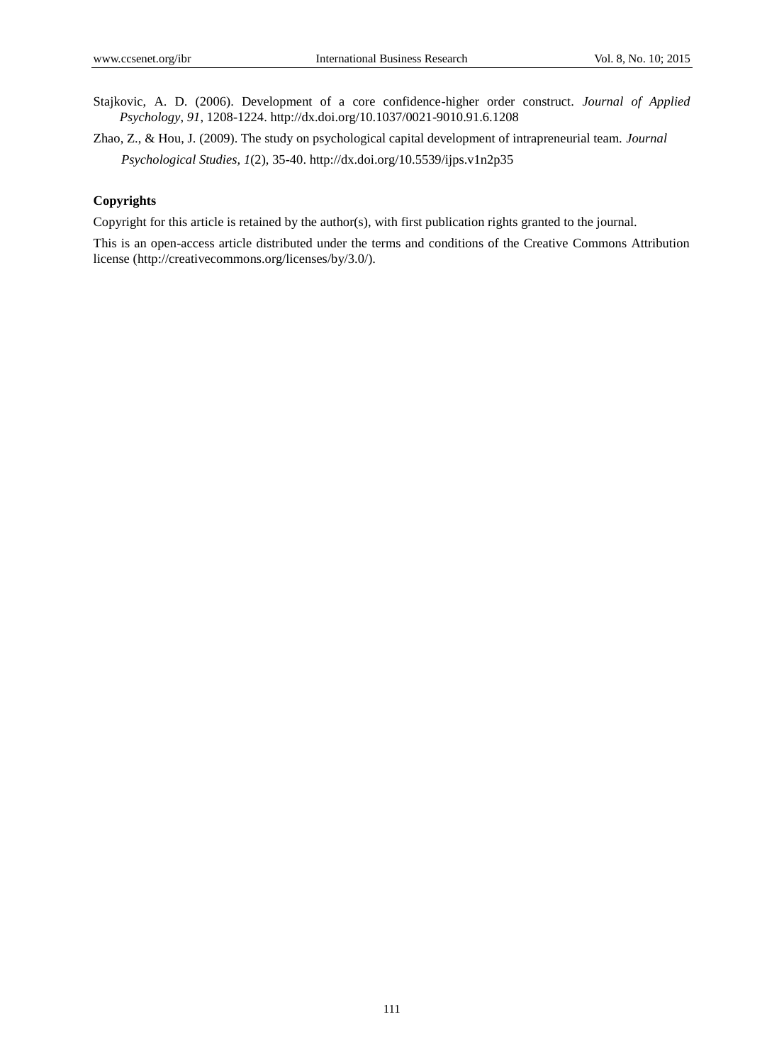Stajkovic, A. D. (2006). Development of a core confidence-higher order construct. *Journal of Applied Psychology*, *91*, 1208-1224. http://dx.doi.org/10.1037/0021-9010.91.6.1208

Zhao, Z., & Hou, J. (2009). The study on psychological capital development of intrapreneurial team. *Journal Psychological Studies, 1*(2), 35-40. http://dx.doi.org/10.5539/ijps.v1n2p35

**Copyrights**

Copyright for this article is retained by the author(s), with first publication rights granted to the journal.

This is an open-access article distributed under the terms and conditions of the Creative Commons Attribution license (http://creativecommons.org/licenses/by/3.0/).